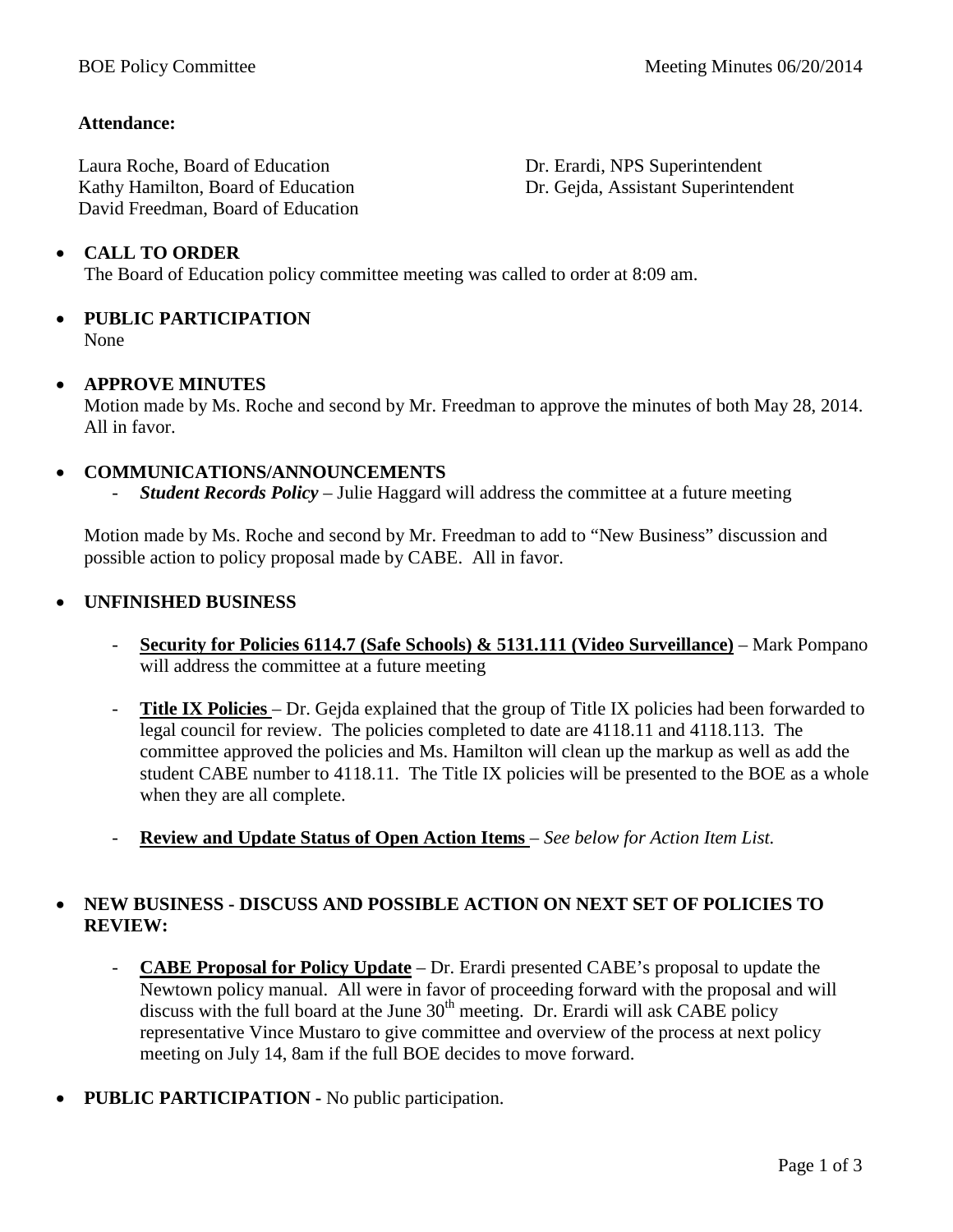**Attendance:**

Laura Roche, Board of Education
Kathy Hamilton, Board of Education
David Freedman, Board of Education

Dr. Erardi, NPS Superintendent
Dr. Gejda, Assistant Superintendent

- **CALL TO ORDER**
  The Board of Education policy committee meeting was called to order at 8:09 am.

- **PUBLIC PARTICIPATION**
  None

- **APPROVE MINUTES**
  Motion made by Ms. Roche and second by Mr. Freedman to approve the minutes of both May 28, 2014. All in favor.

- **COMMUNICATIONS/ANNOUNCEMENTS**
  - ***Student Records Policy*** – Julie Haggard will address the committee at a future meeting

  Motion made by Ms. Roche and second by Mr. Freedman to add to "New Business" discussion and possible action to policy proposal made by CABE. All in favor.

- **UNFINISHED BUSINESS**
  - **Security for Policies 6114.7 (Safe Schools) & 5131.111 (Video Surveillance)** – Mark Pompano will address the committee at a future meeting
  - **Title IX Policies** – Dr. Gejda explained that the group of Title IX policies had been forwarded to legal council for review. The policies completed to date are 4118.11 and 4118.113. The committee approved the policies and Ms. Hamilton will clean up the markup as well as add the student CABE number to 4118.11. The Title IX policies will be presented to the BOE as a whole when they are all complete.
  - **Review and Update Status of Open Action Items** – *See below for Action Item List.*

- **NEW BUSINESS - DISCUSS AND POSSIBLE ACTION ON NEXT SET OF POLICIES TO REVIEW:**
  - **CABE Proposal for Policy Update** – Dr. Erardi presented CABE's proposal to update the Newtown policy manual. All were in favor of proceeding forward with the proposal and will discuss with the full board at the June 30th meeting. Dr. Erardi will ask CABE policy representative Vince Mustaro to give committee and overview of the process at next policy meeting on July 14, 8am if the full BOE decides to move forward.

- **PUBLIC PARTICIPATION -** No public participation.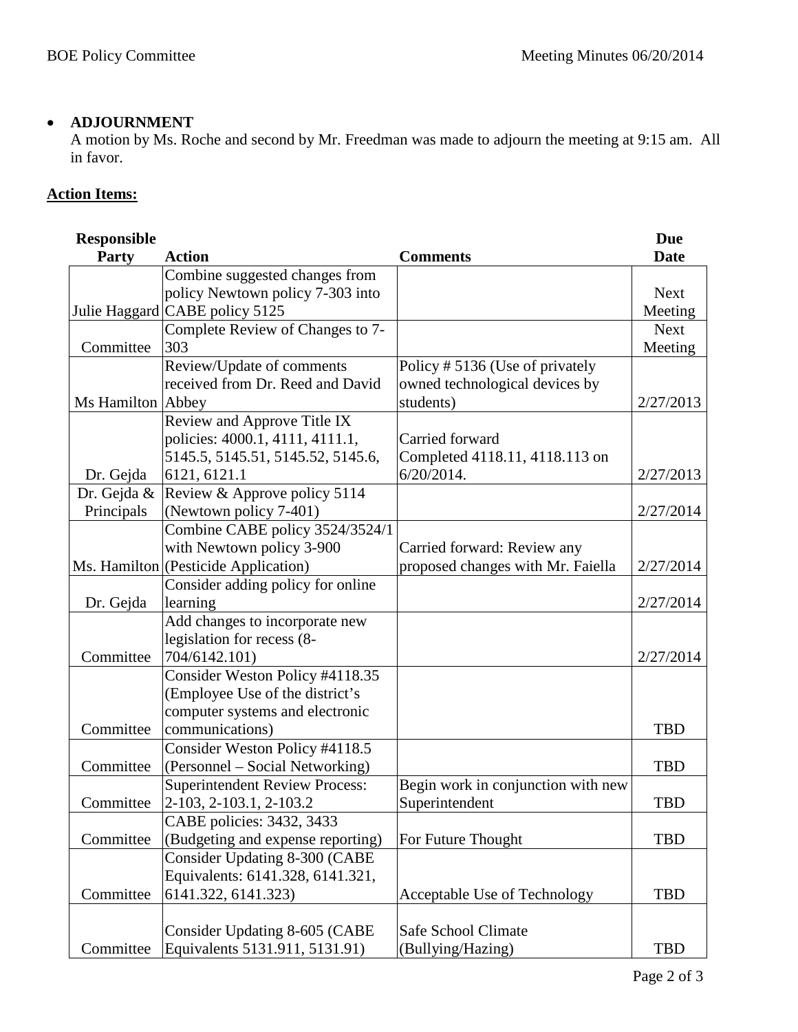- **ADJOURNMENT**
  A motion by Ms. Roche and second by Mr. Freedman was made to adjourn the meeting at 9:15 am. All in favor.

**Action Items:**

| Responsible Party | Action | Comments | Due Date |
|---|---|---|---|
| Julie Haggard | Combine suggested changes from policy Newtown policy 7-303 into CABE policy 5125 | | Next Meeting |
| Committee | Complete Review of Changes to 7-303 | | Next Meeting |
| Ms Hamilton | Review/Update of comments received from Dr. Reed and David Abbey | Policy # 5136 (Use of privately owned technological devices by students) | 2/27/2013 |
| Dr. Gejda | Review and Approve Title IX policies: 4000.1, 4111, 4111.1, 5145.5, 5145.51, 5145.52, 5145.6, 6121, 6121.1 | Carried forward Completed 4118.11, 4118.113 on 6/20/2014. | 2/27/2013 |
| Dr. Gejda & Principals | Review & Approve policy 5114 (Newtown policy 7-401) | | 2/27/2014 |
| Ms. Hamilton | Combine CABE policy 3524/3524/1 with Newtown policy 3-900 (Pesticide Application) | Carried forward: Review any proposed changes with Mr. Faiella | 2/27/2014 |
| Dr. Gejda | Consider adding policy for online learning | | 2/27/2014 |
| Committee | Add changes to incorporate new legislation for recess (8-704/6142.101) | | 2/27/2014 |
| Committee | Consider Weston Policy #4118.35 (Employee Use of the district's computer systems and electronic communications) | | TBD |
| Committee | Consider Weston Policy #4118.5 (Personnel – Social Networking) | | TBD |
| Committee | Superintendent Review Process: 2-103, 2-103.1, 2-103.2 | Begin work in conjunction with new Superintendent | TBD |
| Committee | CABE policies: 3432, 3433 (Budgeting and expense reporting) | For Future Thought | TBD |
| Committee | Consider Updating 8-300 (CABE Equivalents: 6141.328, 6141.321, 6141.322, 6141.323) | Acceptable Use of Technology | TBD |
| Committee | Consider Updating 8-605 (CABE Equivalents 5131.911, 5131.91) | Safe School Climate (Bullying/Hazing) | TBD |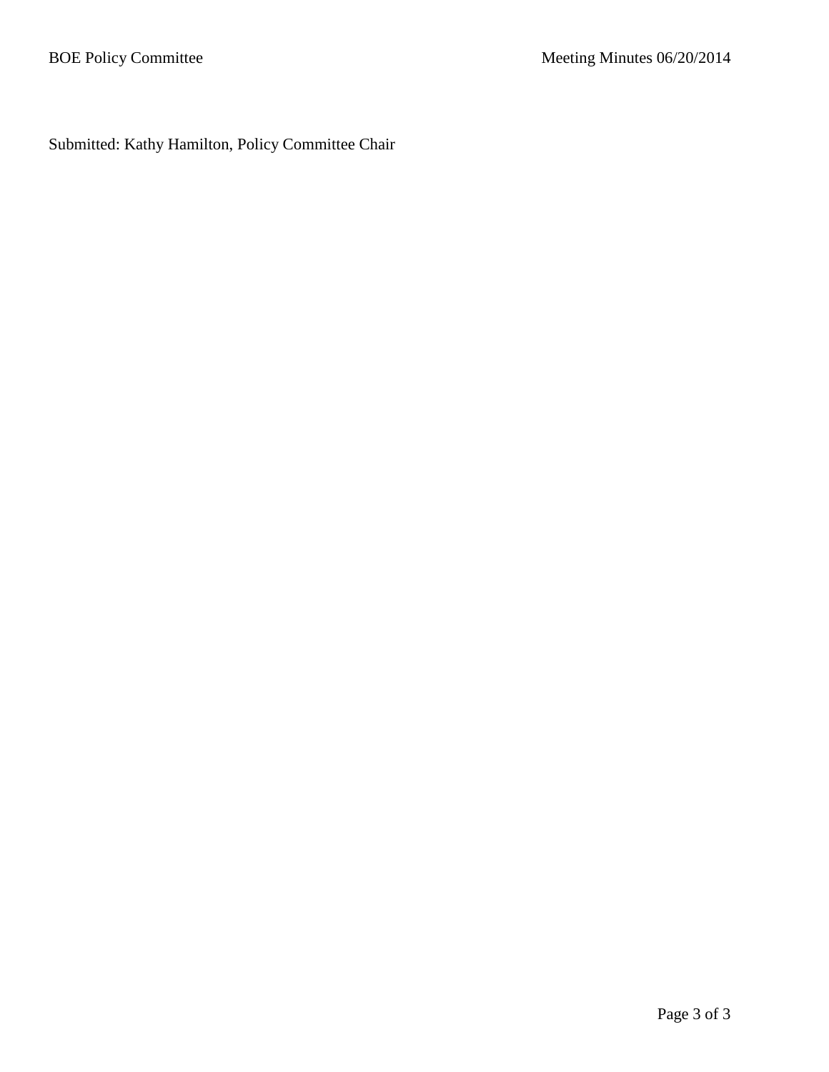Submitted: Kathy Hamilton, Policy Committee Chair